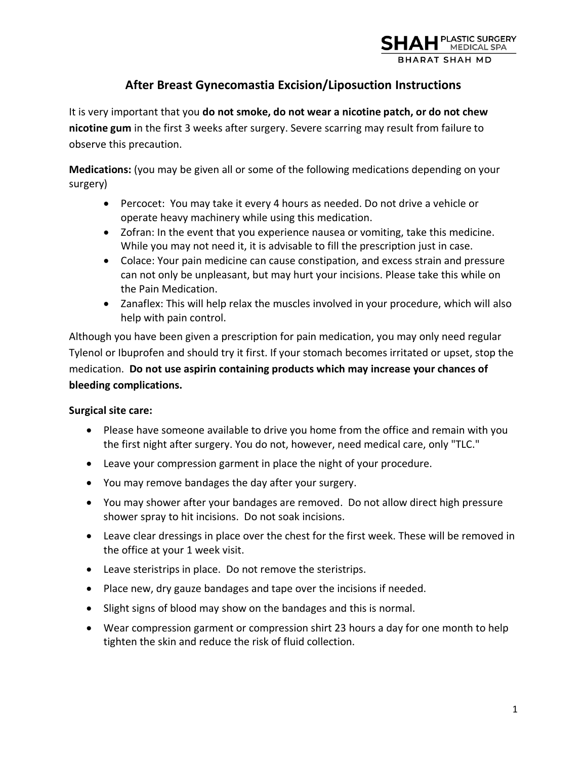SHAH PLASTIC SURGERY MEDICAL SPA
BHARAT SHAH MD

# After Breast Gynecomastia Excision/Liposuction Instructions

It is very important that you **do not smoke, do not wear a nicotine patch, or do not chew nicotine gum** in the first 3 weeks after surgery. Severe scarring may result from failure to observe this precaution.

**Medications:** (you may be given all or some of the following medications depending on your surgery)

- Percocet: You may take it every 4 hours as needed. Do not drive a vehicle or operate heavy machinery while using this medication.
- Zofran: In the event that you experience nausea or vomiting, take this medicine. While you may not need it, it is advisable to fill the prescription just in case.
- Colace: Your pain medicine can cause constipation, and excess strain and pressure can not only be unpleasant, but may hurt your incisions. Please take this while on the Pain Medication.
- Zanaflex: This will help relax the muscles involved in your procedure, which will also help with pain control.

Although you have been given a prescription for pain medication, you may only need regular Tylenol or Ibuprofen and should try it first. If your stomach becomes irritated or upset, stop the medication. **Do not use aspirin containing products which may increase your chances of bleeding complications.**

**Surgical site care:**

- Please have someone available to drive you home from the office and remain with you the first night after surgery. You do not, however, need medical care, only "TLC."
- Leave your compression garment in place the night of your procedure.
- You may remove bandages the day after your surgery.
- You may shower after your bandages are removed. Do not allow direct high pressure shower spray to hit incisions. Do not soak incisions.
- Leave clear dressings in place over the chest for the first week. These will be removed in the office at your 1 week visit.
- Leave steristrips in place. Do not remove the steristrips.
- Place new, dry gauze bandages and tape over the incisions if needed.
- Slight signs of blood may show on the bandages and this is normal.
- Wear compression garment or compression shirt 23 hours a day for one month to help tighten the skin and reduce the risk of fluid collection.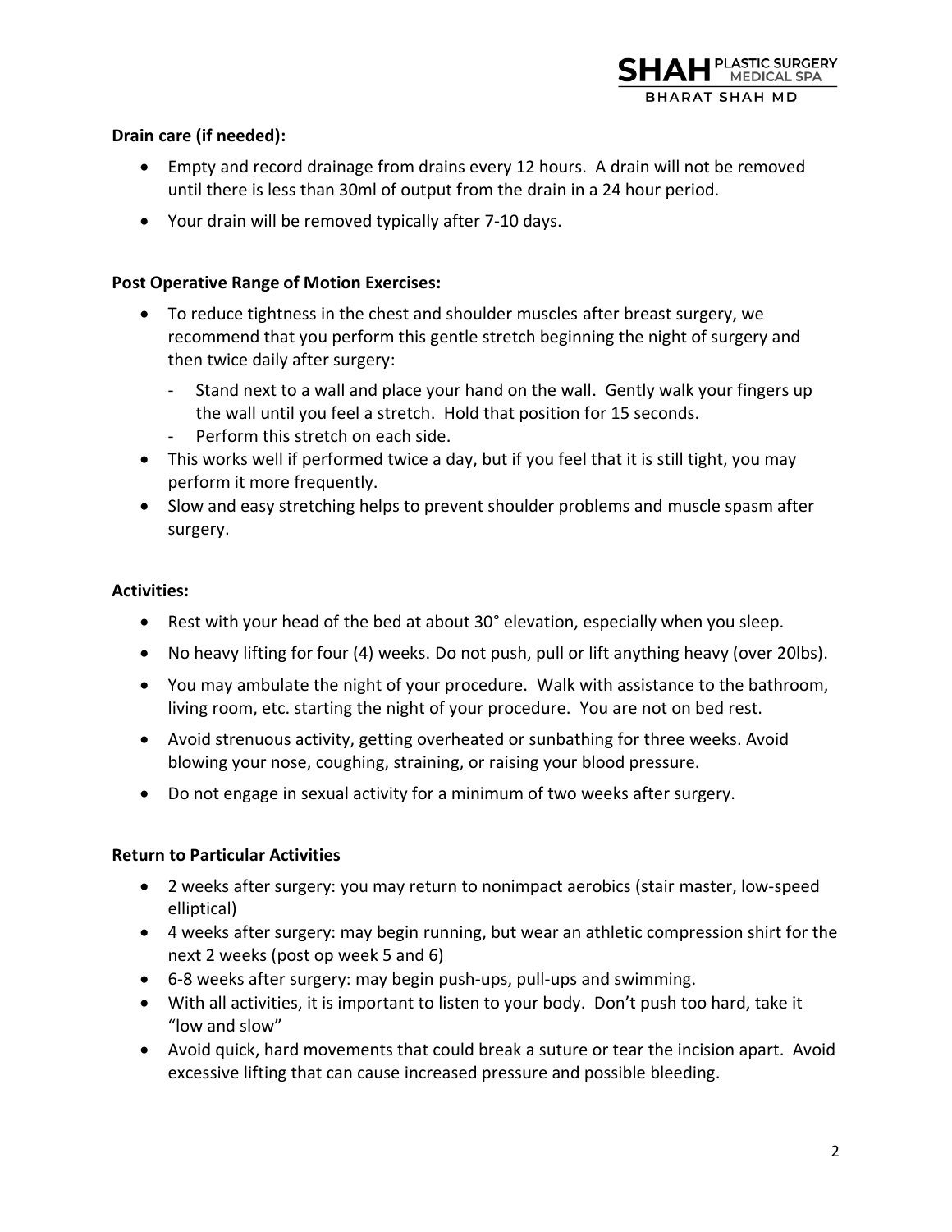**Drain care (if needed):**

- Empty and record drainage from drains every 12 hours. A drain will not be removed until there is less than 30ml of output from the drain in a 24 hour period.
- Your drain will be removed typically after 7-10 days.

**Post Operative Range of Motion Exercises:**

- To reduce tightness in the chest and shoulder muscles after breast surgery, we recommend that you perform this gentle stretch beginning the night of surgery and then twice daily after surgery:
  - Stand next to a wall and place your hand on the wall. Gently walk your fingers up the wall until you feel a stretch. Hold that position for 15 seconds.
  - Perform this stretch on each side.
- This works well if performed twice a day, but if you feel that it is still tight, you may perform it more frequently.
- Slow and easy stretching helps to prevent shoulder problems and muscle spasm after surgery.

**Activities:**

- Rest with your head of the bed at about 30° elevation, especially when you sleep.
- No heavy lifting for four (4) weeks. Do not push, pull or lift anything heavy (over 20lbs).
- You may ambulate the night of your procedure. Walk with assistance to the bathroom, living room, etc. starting the night of your procedure. You are not on bed rest.
- Avoid strenuous activity, getting overheated or sunbathing for three weeks. Avoid blowing your nose, coughing, straining, or raising your blood pressure.
- Do not engage in sexual activity for a minimum of two weeks after surgery.

**Return to Particular Activities**

- 2 weeks after surgery: you may return to nonimpact aerobics (stair master, low-speed elliptical)
- 4 weeks after surgery: may begin running, but wear an athletic compression shirt for the next 2 weeks (post op week 5 and 6)
- 6-8 weeks after surgery: may begin push-ups, pull-ups and swimming.
- With all activities, it is important to listen to your body. Don't push too hard, take it "low and slow"
- Avoid quick, hard movements that could break a suture or tear the incision apart. Avoid excessive lifting that can cause increased pressure and possible bleeding.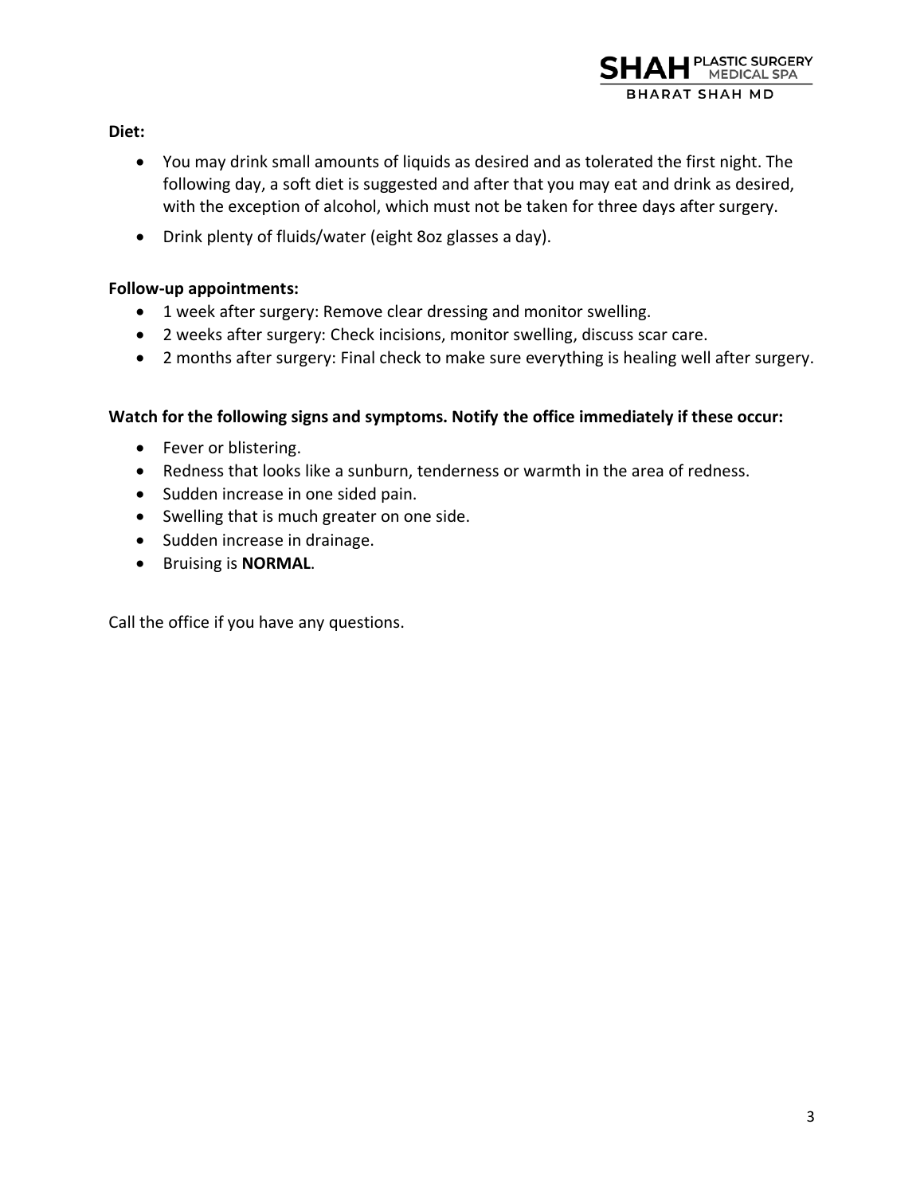**Diet:**

- You may drink small amounts of liquids as desired and as tolerated the first night. The following day, a soft diet is suggested and after that you may eat and drink as desired, with the exception of alcohol, which must not be taken for three days after surgery.
- Drink plenty of fluids/water (eight 8oz glasses a day).

**Follow-up appointments:**

- 1 week after surgery: Remove clear dressing and monitor swelling.
- 2 weeks after surgery: Check incisions, monitor swelling, discuss scar care.
- 2 months after surgery: Final check to make sure everything is healing well after surgery.

**Watch for the following signs and symptoms. Notify the office immediately if these occur:**

- Fever or blistering.
- Redness that looks like a sunburn, tenderness or warmth in the area of redness.
- Sudden increase in one sided pain.
- Swelling that is much greater on one side.
- Sudden increase in drainage.
- Bruising is **NORMAL**.

Call the office if you have any questions.